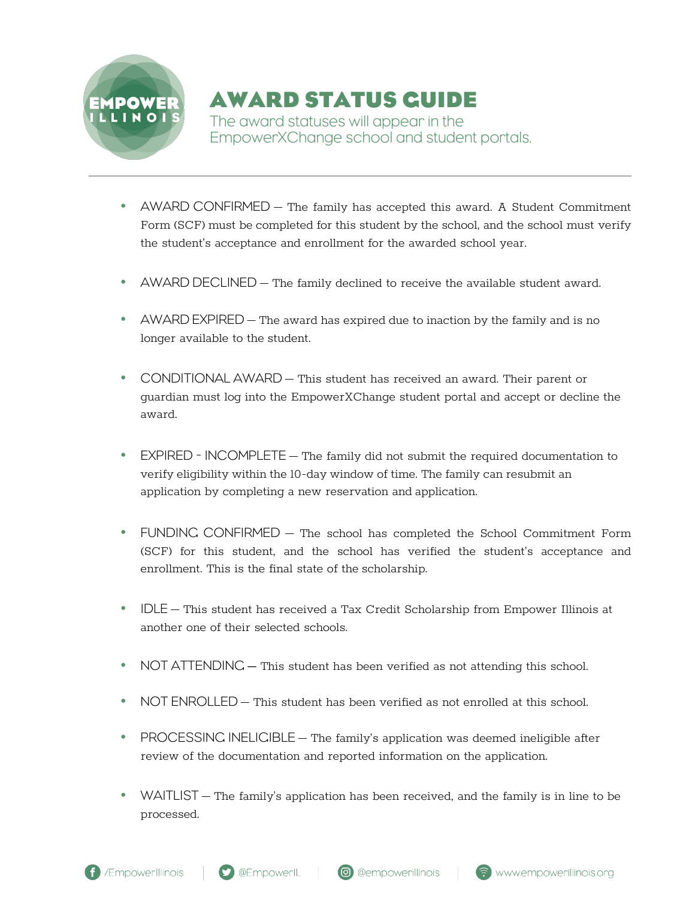# AWARD STATUS GUIDE

The award statuses will appear in the EmpowerXChange school and student portals.

- AWARD CONFIRMED — The family has accepted this award. A Student Commitment Form (SCF) must be completed for this student by the school, and the school must verify the student's acceptance and enrollment for the awarded school year.

- AWARD DECLINED — The family declined to receive the available student award.

- AWARD EXPIRED — The award has expired due to inaction by the family and is no longer available to the student.

- CONDITIONAL AWARD — This student has received an award. Their parent or guardian must log into the EmpowerXChange student portal and accept or decline the award.

- EXPIRED - INCOMPLETE — The family did not submit the required documentation to verify eligibility within the 10-day window of time. The family can resubmit an application by completing a new reservation and application.

- FUNDING CONFIRMED — The school has completed the School Commitment Form (SCF) for this student, and the school has verified the student's acceptance and enrollment. This is the final state of the scholarship.

- IDLE — This student has received a Tax Credit Scholarship from Empower Illinois at another one of their selected schools.

- NOT ATTENDING — This student has been verified as not attending this school.

- NOT ENROLLED — This student has been verified as not enrolled at this school.

- PROCESSING INELIGIBLE — The family's application was deemed ineligible after review of the documentation and reported information on the application.

- WAITLIST — The family's application has been received, and the family is in line to be processed.

/EmpowerIllinois | @EmpowerIL | @empowerillinois | www.empowerillinois.org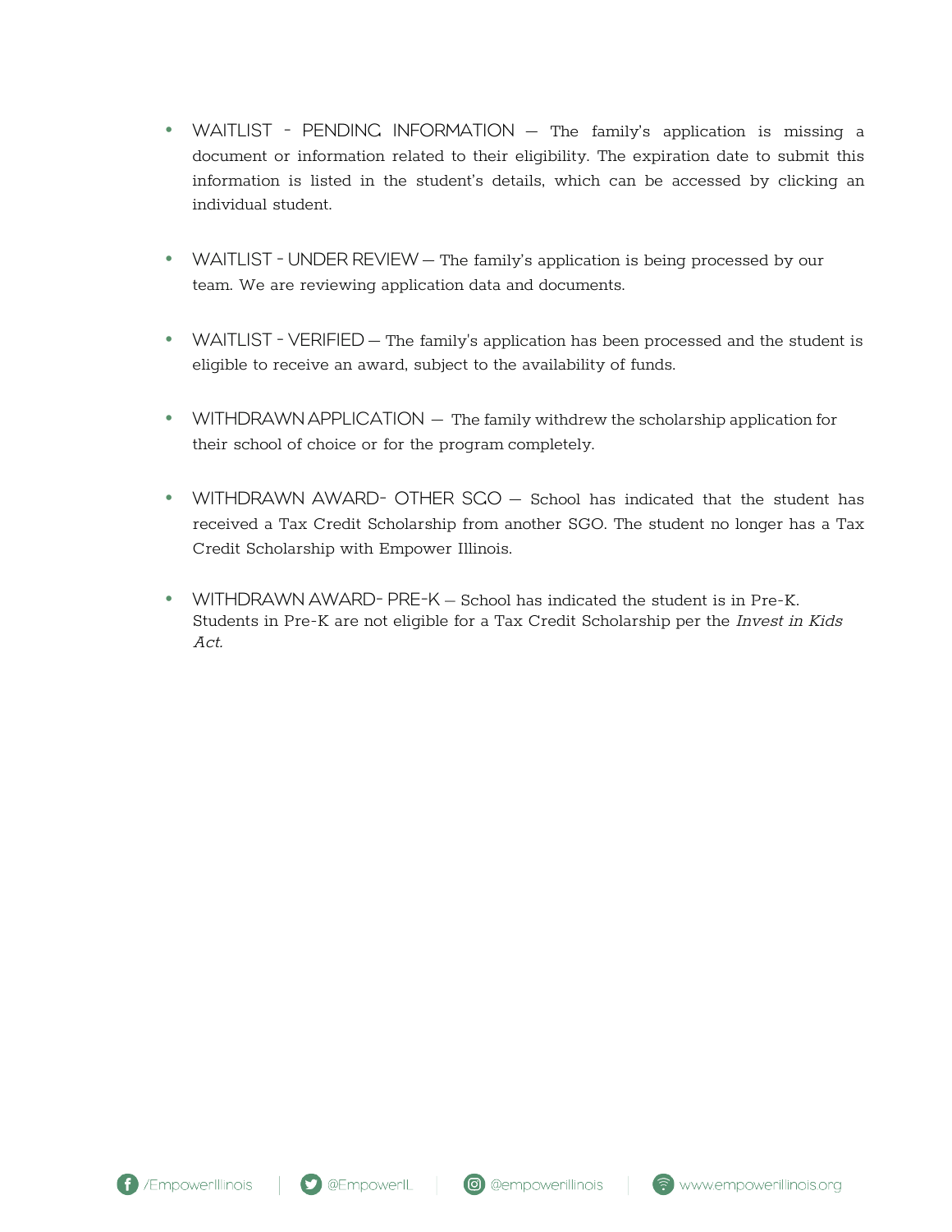- WAITLIST - PENDING INFORMATION — The family's application is missing a document or information related to their eligibility. The expiration date to submit this information is listed in the student's details, which can be accessed by clicking an individual student.

- WAITLIST - UNDER REVIEW — The family's application is being processed by our team. We are reviewing application data and documents.

- WAITLIST - VERIFIED — The family's application has been processed and the student is eligible to receive an award, subject to the availability of funds.

- WITHDRAWN APPLICATION — The family withdrew the scholarship application for their school of choice or for the program completely.

- WITHDRAWN AWARD- OTHER SGO — School has indicated that the student has received a Tax Credit Scholarship from another SGO. The student no longer has a Tax Credit Scholarship with Empower Illinois.

- WITHDRAWN AWARD- PRE-K – School has indicated the student is in Pre-K. Students in Pre-K are not eligible for a Tax Credit Scholarship per the *Invest in Kids Act.*